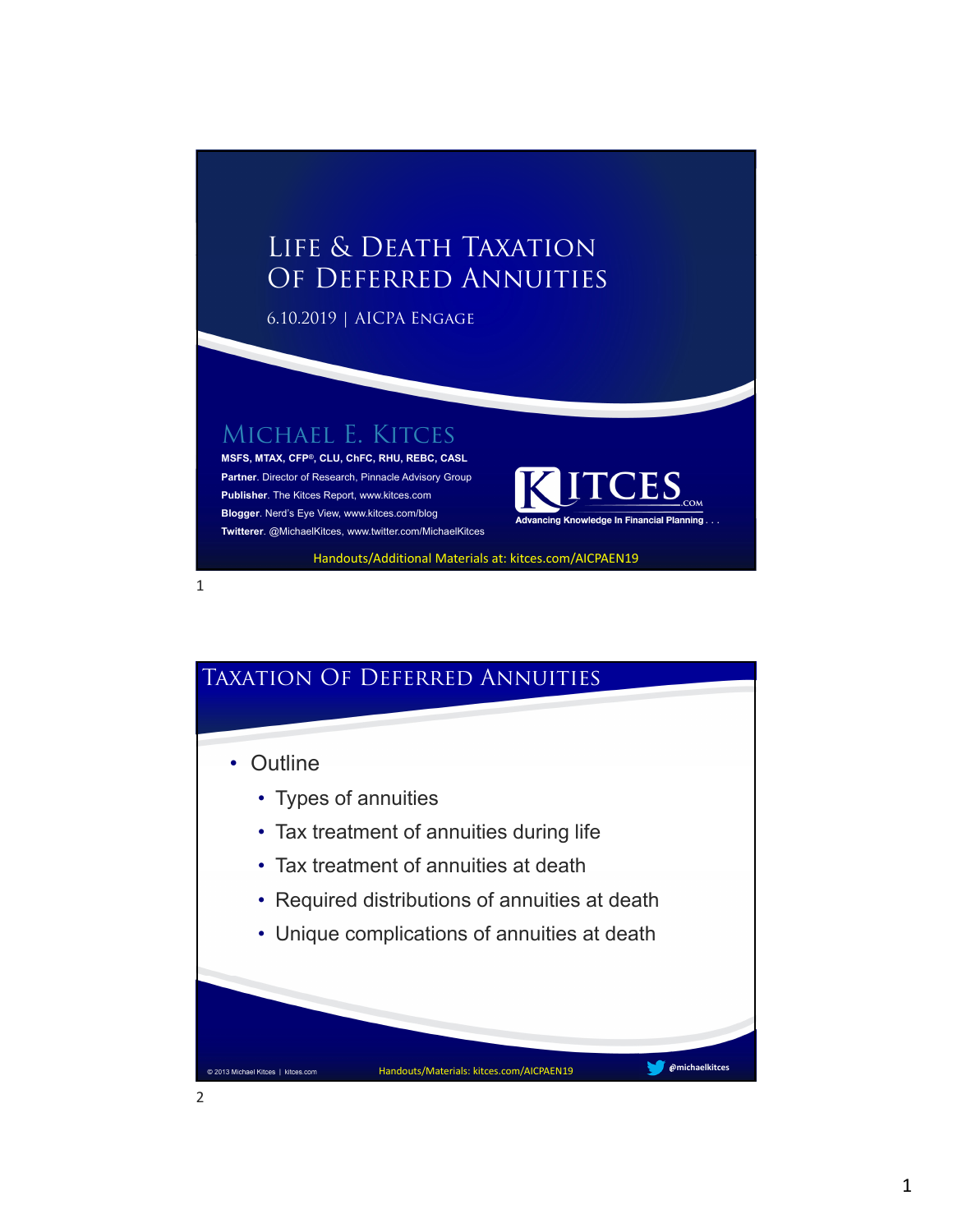# Life & Death Taxation Of Deferred Annuities

6.10.2019 | AICPA Engage

## Michael E. Kitces

**MSFS, MTAX, CFP®, CLU, ChFC, RHU, REBC, CASL**

**Partner**. Director of Research, Pinnacle Advisory Group

**Publisher**. The Kitces Report, www.kitces.com

**Blogger**. Nerd's Eye View, www.kitces.com/blog

**Twitterer**. @MichaelKitces, www.twitter.com/MichaelKitces

KITCES.COM — Advancing Knowledge In Financial Planning . . .

Handouts/Additional Materials at: kitces.com/AICPAEN19

## Taxation Of Deferred Annuities

- Outline
  - Types of annuities
  - Tax treatment of annuities during life
  - Tax treatment of annuities at death
  - Required distributions of annuities at death
  - Unique complications of annuities at death

© 2013 Michael Kitces | kitces.com — Handouts/Materials: kitces.com/AICPAEN19 — @michaelkitces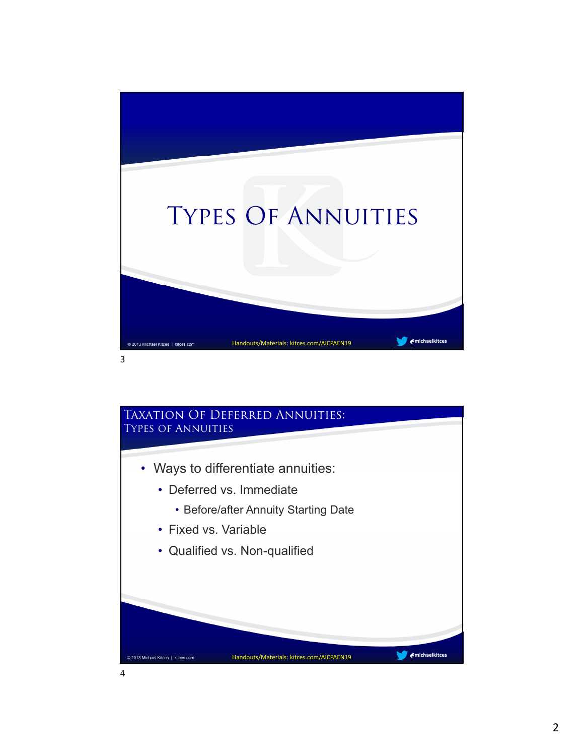# Types Of Annuities

## Taxation Of Deferred Annuities: Types Of Annuities

- Ways to differentiate annuities:
  - Deferred vs. Immediate
    - Before/after Annuity Starting Date
  - Fixed vs. Variable
  - Qualified vs. Non-qualified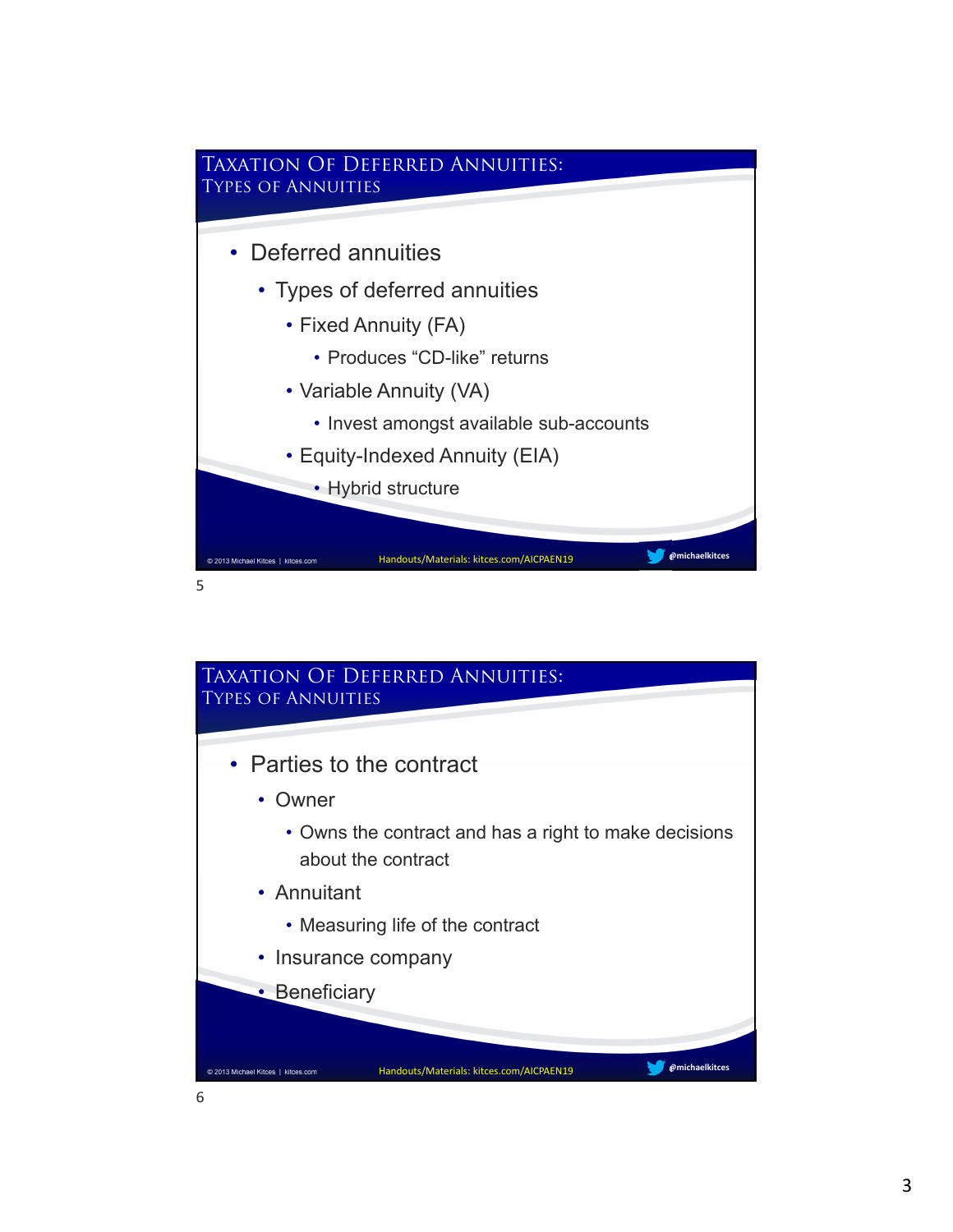## Taxation Of Deferred Annuities: Types of Annuities

- Deferred annuities
  - Types of deferred annuities
    - Fixed Annuity (FA)
      - Produces “CD-like” returns
    - Variable Annuity (VA)
      - Invest amongst available sub-accounts
    - Equity-Indexed Annuity (EIA)
      - Hybrid structure

© 2013 Michael Kitces | kitces.com Handouts/Materials: kitces.com/AICPAEN19 @michaelkitces

5

## Taxation Of Deferred Annuities: Types of Annuities

- Parties to the contract
  - Owner
    - Owns the contract and has a right to make decisions about the contract
  - Annuitant
    - Measuring life of the contract
  - Insurance company
  - Beneficiary

© 2013 Michael Kitces | kitces.com Handouts/Materials: kitces.com/AICPAEN19 @michaelkitces

6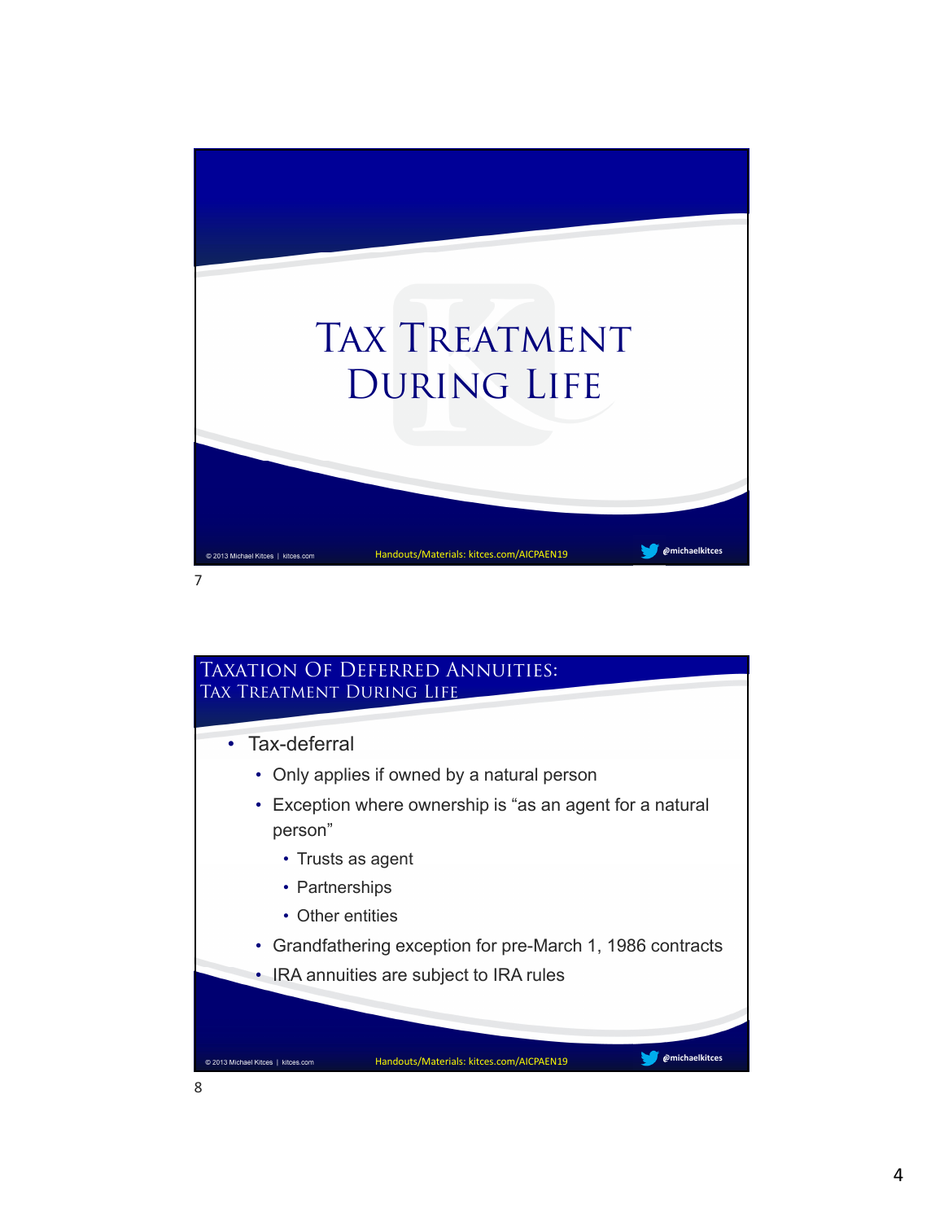# Tax Treatment During Life

## Taxation Of Deferred Annuities: Tax Treatment During Life

- Tax-deferral
  - Only applies if owned by a natural person
  - Exception where ownership is "as an agent for a natural person"
    - Trusts as agent
    - Partnerships
    - Other entities
  - Grandfathering exception for pre-March 1, 1986 contracts
  - IRA annuities are subject to IRA rules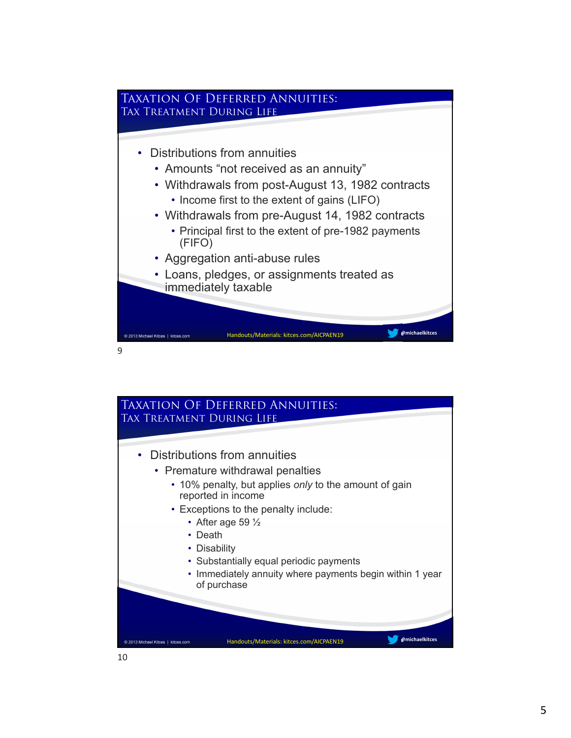## Taxation Of Deferred Annuities: Tax Treatment During Life

- Distributions from annuities
  - Amounts "not received as an annuity"
  - Withdrawals from post-August 13, 1982 contracts
    - Income first to the extent of gains (LIFO)
  - Withdrawals from pre-August 14, 1982 contracts
    - Principal first to the extent of pre-1982 payments (FIFO)
  - Aggregation anti-abuse rules
  - Loans, pledges, or assignments treated as immediately taxable

© 2013 Michael Kitces | kitces.com    Handouts/Materials: kitces.com/AICPAEN19    @michaelkitces

## Taxation Of Deferred Annuities: Tax Treatment During Life

- Distributions from annuities
  - Premature withdrawal penalties
    - 10% penalty, but applies *only* to the amount of gain reported in income
    - Exceptions to the penalty include:
      - After age 59 ½
      - Death
      - Disability
      - Substantially equal periodic payments
      - Immediately annuity where payments begin within 1 year of purchase

© 2013 Michael Kitces | kitces.com    Handouts/Materials: kitces.com/AICPAEN19    @michaelkitces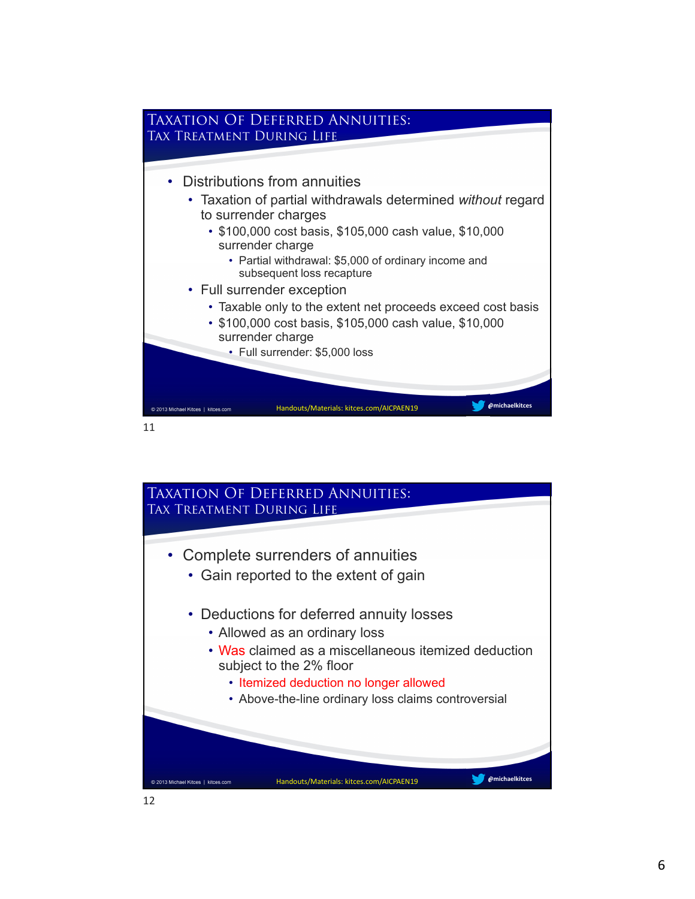## Taxation Of Deferred Annuities: Tax Treatment During Life

- Distributions from annuities
  - Taxation of partial withdrawals determined *without* regard to surrender charges
    - $100,000 cost basis, $105,000 cash value, $10,000 surrender charge
      - Partial withdrawal: $5,000 of ordinary income and subsequent loss recapture
  - Full surrender exception
    - Taxable only to the extent net proceeds exceed cost basis
    - $100,000 cost basis, $105,000 cash value, $10,000 surrender charge
      - Full surrender: $5,000 loss

© 2013 Michael Kitces | kitces.com Handouts/Materials: kitces.com/AICPAEN19 @michaelkitces

11

## Taxation Of Deferred Annuities: Tax Treatment During Life

- Complete surrenders of annuities
  - Gain reported to the extent of gain
  - Deductions for deferred annuity losses
    - Allowed as an ordinary loss
    - Was claimed as a miscellaneous itemized deduction subject to the 2% floor
      - Itemized deduction no longer allowed
      - Above-the-line ordinary loss claims controversial

© 2013 Michael Kitces | kitces.com Handouts/Materials: kitces.com/AICPAEN19 @michaelkitces

12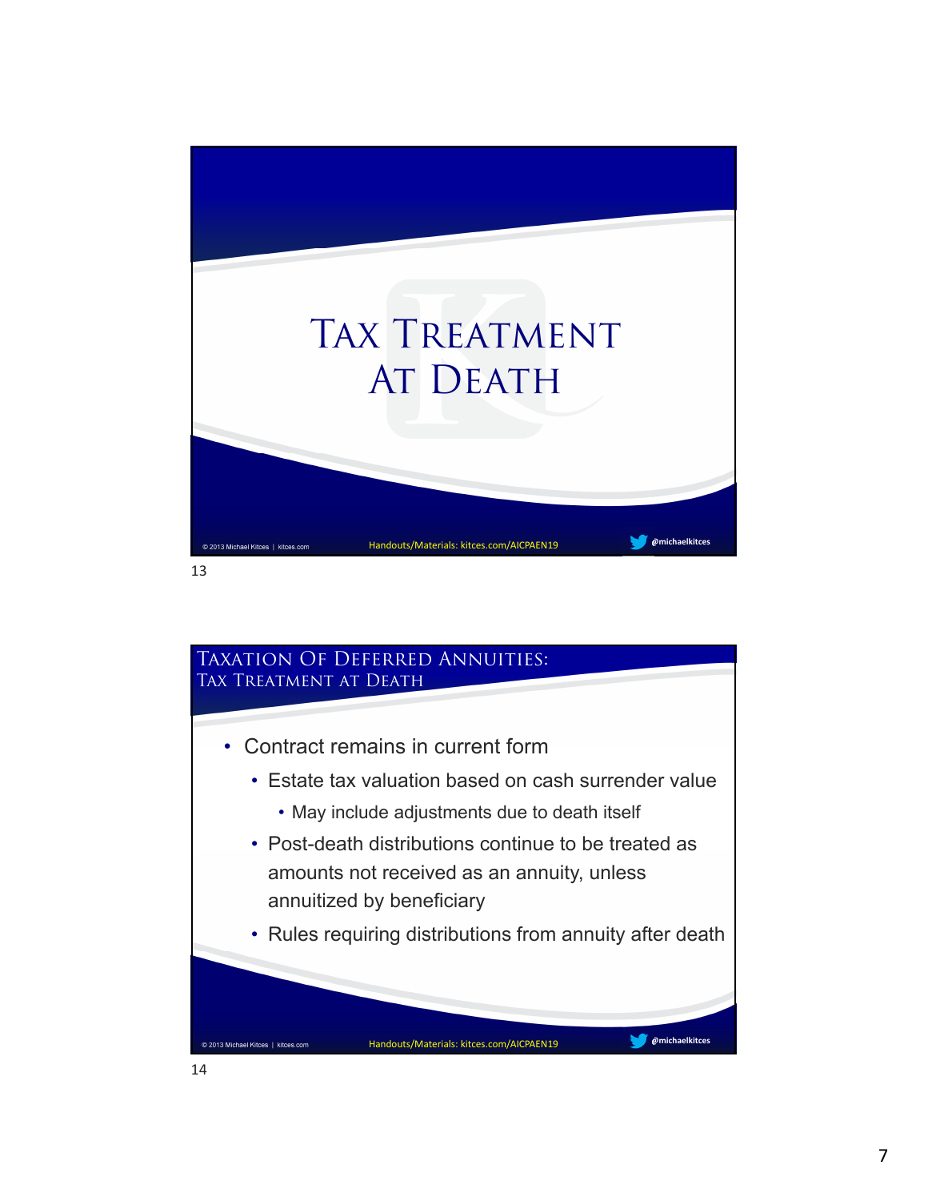# Tax Treatment At Death

## Taxation Of Deferred Annuities: Tax Treatment At Death

- Contract remains in current form
  - Estate tax valuation based on cash surrender value
    - May include adjustments due to death itself
  - Post-death distributions continue to be treated as amounts not received as an annuity, unless annuitized by beneficiary
  - Rules requiring distributions from annuity after death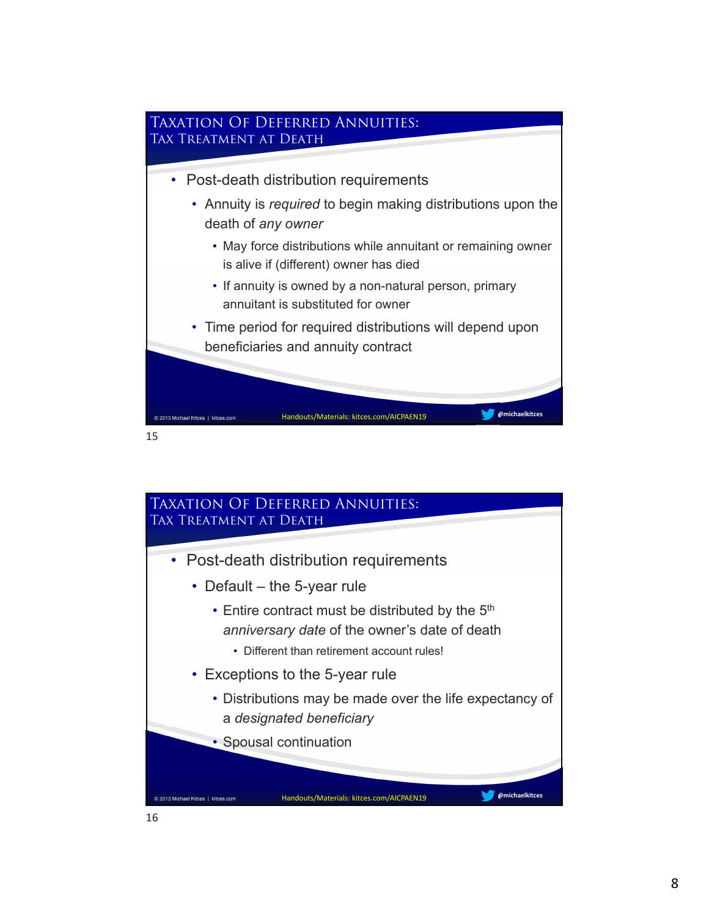## Taxation Of Deferred Annuities: Tax Treatment At Death

- Post-death distribution requirements
  - Annuity is *required* to begin making distributions upon the death of *any owner*
    - May force distributions while annuitant or remaining owner is alive if (different) owner has died
    - If annuity is owned by a non-natural person, primary annuitant is substituted for owner
  - Time period for required distributions will depend upon beneficiaries and annuity contract

© 2013 Michael Kitces | kitces.com    Handouts/Materials: kitces.com/AICPAEN19    @michaelkitces

15

## Taxation Of Deferred Annuities: Tax Treatment At Death

- Post-death distribution requirements
  - Default – the 5-year rule
    - Entire contract must be distributed by the 5th *anniversary date* of the owner's date of death
      - Different than retirement account rules!
  - Exceptions to the 5-year rule
    - Distributions may be made over the life expectancy of a *designated beneficiary*
    - Spousal continuation

© 2013 Michael Kitces | kitces.com    Handouts/Materials: kitces.com/AICPAEN19    @michaelkitces

16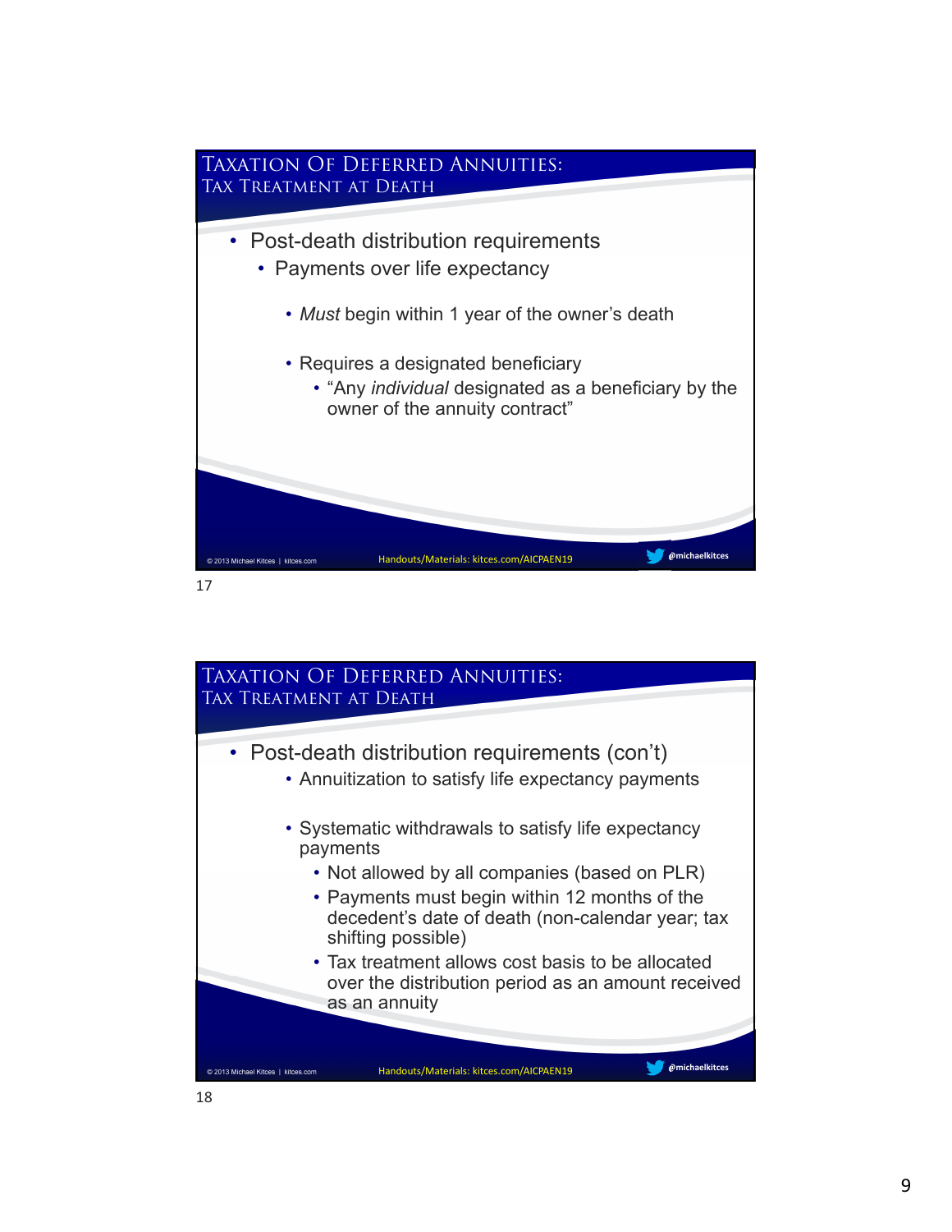## Taxation Of Deferred Annuities: Tax Treatment at Death

- Post-death distribution requirements
  - Payments over life expectancy
    - *Must* begin within 1 year of the owner's death
    - Requires a designated beneficiary
      - "Any *individual* designated as a beneficiary by the owner of the annuity contract"

© 2013 Michael Kitces | kitces.com    Handouts/Materials: kitces.com/AICPAEN19    @michaelkitces

## Taxation Of Deferred Annuities: Tax Treatment at Death

- Post-death distribution requirements (con't)
  - Annuitization to satisfy life expectancy payments
  - Systematic withdrawals to satisfy life expectancy payments
    - Not allowed by all companies (based on PLR)
    - Payments must begin within 12 months of the decedent's date of death (non-calendar year; tax shifting possible)
    - Tax treatment allows cost basis to be allocated over the distribution period as an amount received as an annuity

© 2013 Michael Kitces | kitces.com    Handouts/Materials: kitces.com/AICPAEN19    @michaelkitces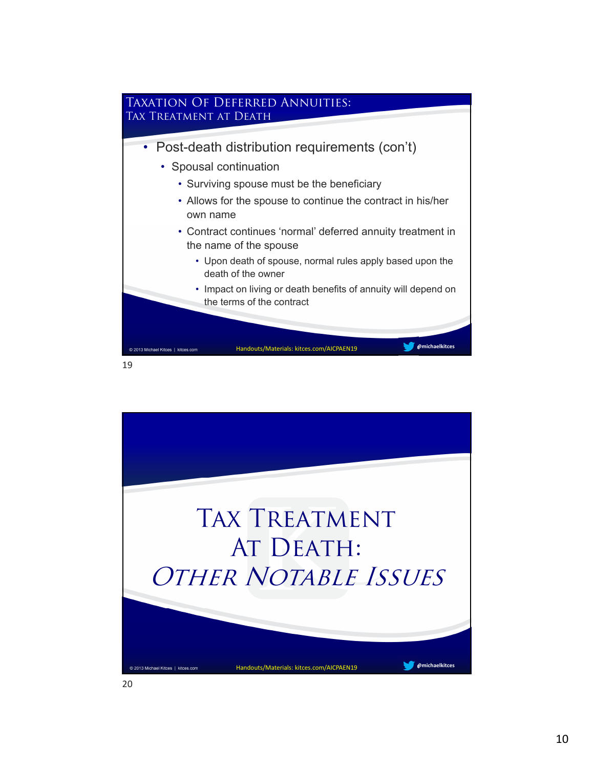## Taxation Of Deferred Annuities: Tax Treatment at Death

- Post-death distribution requirements (con't)
  - Spousal continuation
    - Surviving spouse must be the beneficiary
    - Allows for the spouse to continue the contract in his/her own name
    - Contract continues 'normal' deferred annuity treatment in the name of the spouse
      - Upon death of spouse, normal rules apply based upon the death of the owner
      - Impact on living or death benefits of annuity will depend on the terms of the contract

© 2013 Michael Kitces | kitces.com Handouts/Materials: kitces.com/AICPAEN19 @michaelkitces

19

# Tax Treatment At Death: *Other Notable Issues*

© 2013 Michael Kitces | kitces.com Handouts/Materials: kitces.com/AICPAEN19 @michaelkitces

20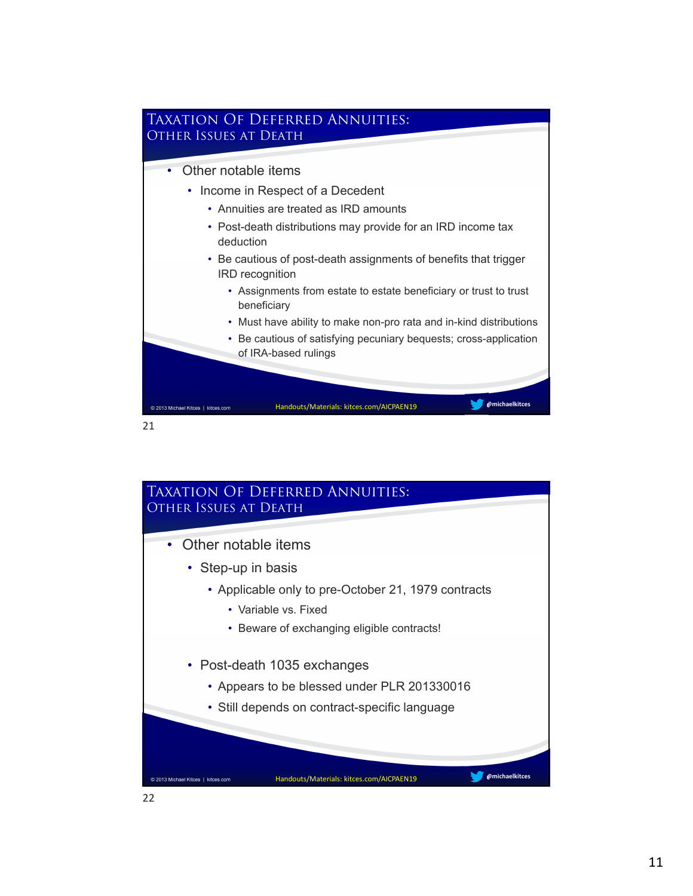## Taxation Of Deferred Annuities: Other Issues At Death

- Other notable items
  - Income in Respect of a Decedent
    - Annuities are treated as IRD amounts
    - Post-death distributions may provide for an IRD income tax deduction
    - Be cautious of post-death assignments of benefits that trigger IRD recognition
      - Assignments from estate to estate beneficiary or trust to trust beneficiary
      - Must have ability to make non-pro rata and in-kind distributions
      - Be cautious of satisfying pecuniary bequests; cross-application of IRA-based rulings

© 2013 Michael Kitces | kitces.com Handouts/Materials: kitces.com/AICPAEN19 @michaelkitces

21

## Taxation Of Deferred Annuities: Other Issues At Death

- Other notable items
  - Step-up in basis
    - Applicable only to pre-October 21, 1979 contracts
      - Variable vs. Fixed
      - Beware of exchanging eligible contracts!
  - Post-death 1035 exchanges
    - Appears to be blessed under PLR 201330016
    - Still depends on contract-specific language

© 2013 Michael Kitces | kitces.com Handouts/Materials: kitces.com/AICPAEN19 @michaelkitces

22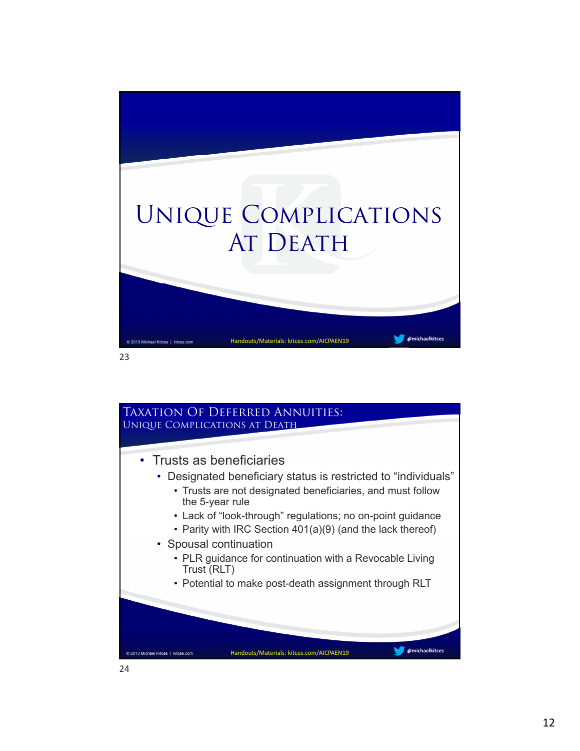# Unique Complications At Death

## Taxation Of Deferred Annuities: Unique Complications at Death

- Trusts as beneficiaries
  - Designated beneficiary status is restricted to "individuals"
    - Trusts are not designated beneficiaries, and must follow the 5-year rule
    - Lack of "look-through" regulations; no on-point guidance
    - Parity with IRC Section 401(a)(9) (and the lack thereof)
  - Spousal continuation
    - PLR guidance for continuation with a Revocable Living Trust (RLT)
    - Potential to make post-death assignment through RLT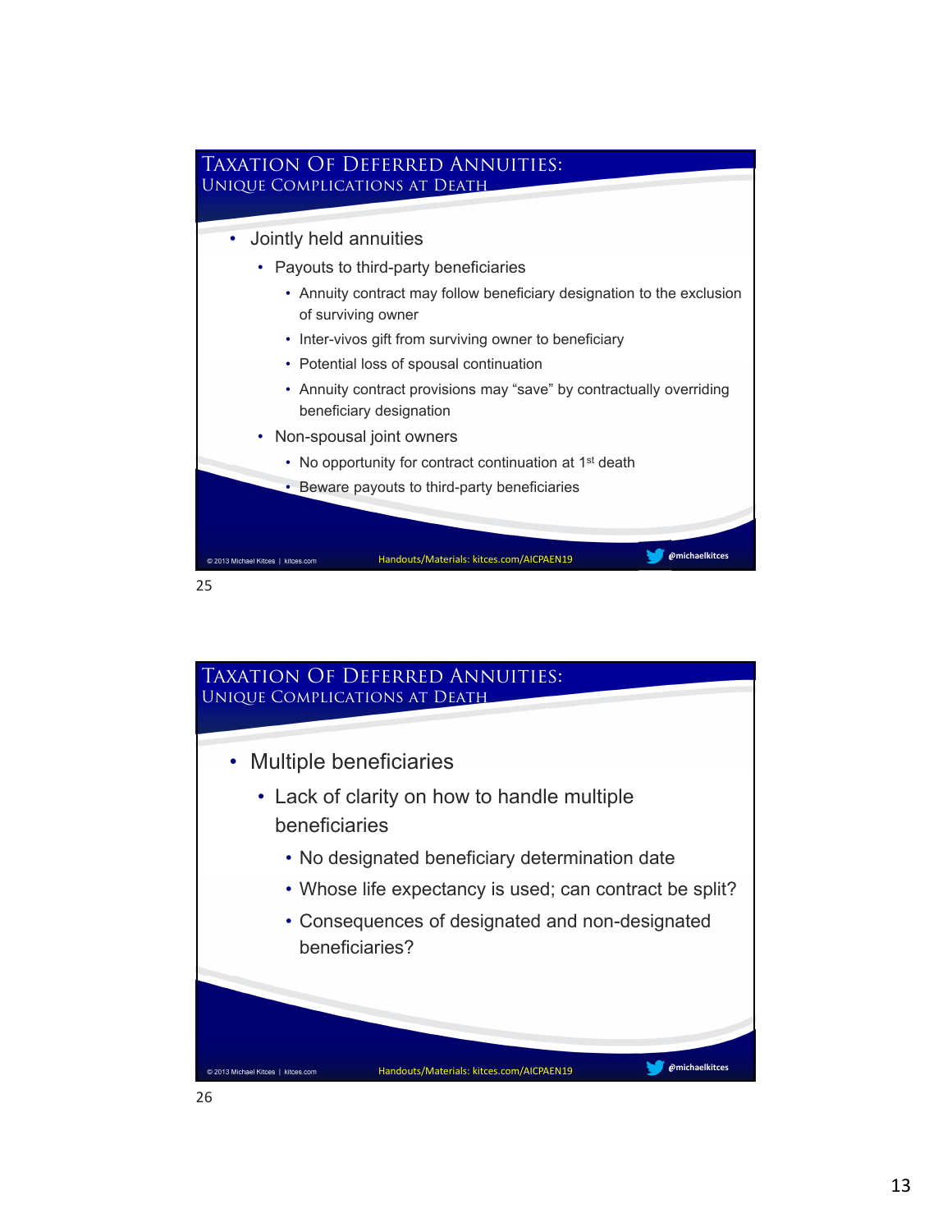## Taxation Of Deferred Annuities: Unique Complications at Death

- Jointly held annuities
  - Payouts to third-party beneficiaries
    - Annuity contract may follow beneficiary designation to the exclusion of surviving owner
    - Inter-vivos gift from surviving owner to beneficiary
    - Potential loss of spousal continuation
    - Annuity contract provisions may "save" by contractually overriding beneficiary designation
  - Non-spousal joint owners
    - No opportunity for contract continuation at 1st death
    - Beware payouts to third-party beneficiaries

© 2013 Michael Kitces | kitces.com Handouts/Materials: kitces.com/AICPAEN19 @michaelkitces

25

## Taxation Of Deferred Annuities: Unique Complications at Death

- Multiple beneficiaries
  - Lack of clarity on how to handle multiple beneficiaries
    - No designated beneficiary determination date
    - Whose life expectancy is used; can contract be split?
    - Consequences of designated and non-designated beneficiaries?

© 2013 Michael Kitces | kitces.com Handouts/Materials: kitces.com/AICPAEN19 @michaelkitces

26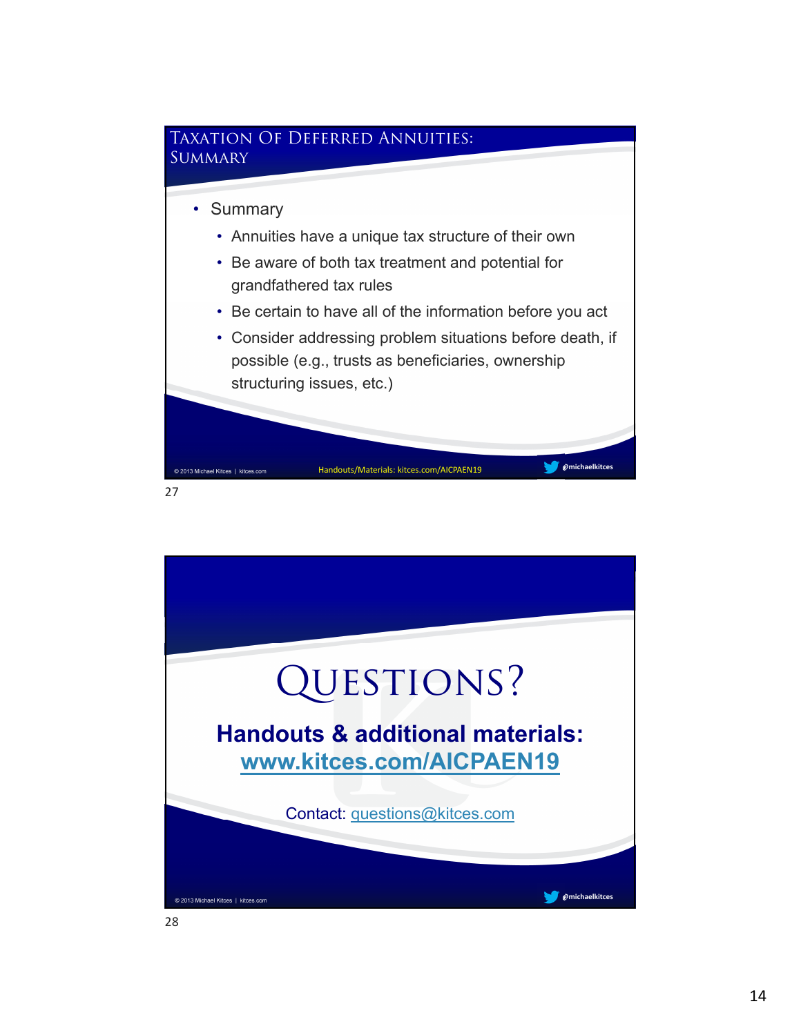## Taxation Of Deferred Annuities: Summary

- Summary
  - Annuities have a unique tax structure of their own
  - Be aware of both tax treatment and potential for grandfathered tax rules
  - Be certain to have all of the information before you act
  - Consider addressing problem situations before death, if possible (e.g., trusts as beneficiaries, ownership structuring issues, etc.)

© 2013 Michael Kitces | kitces.com Handouts/Materials: kitces.com/AICPAEN19 @michaelkitces

27

## Questions?

**Handouts & additional materials:**
**www.kitces.com/AICPAEN19**

Contact: questions@kitces.com

© 2013 Michael Kitces | kitces.com @michaelkitces

28